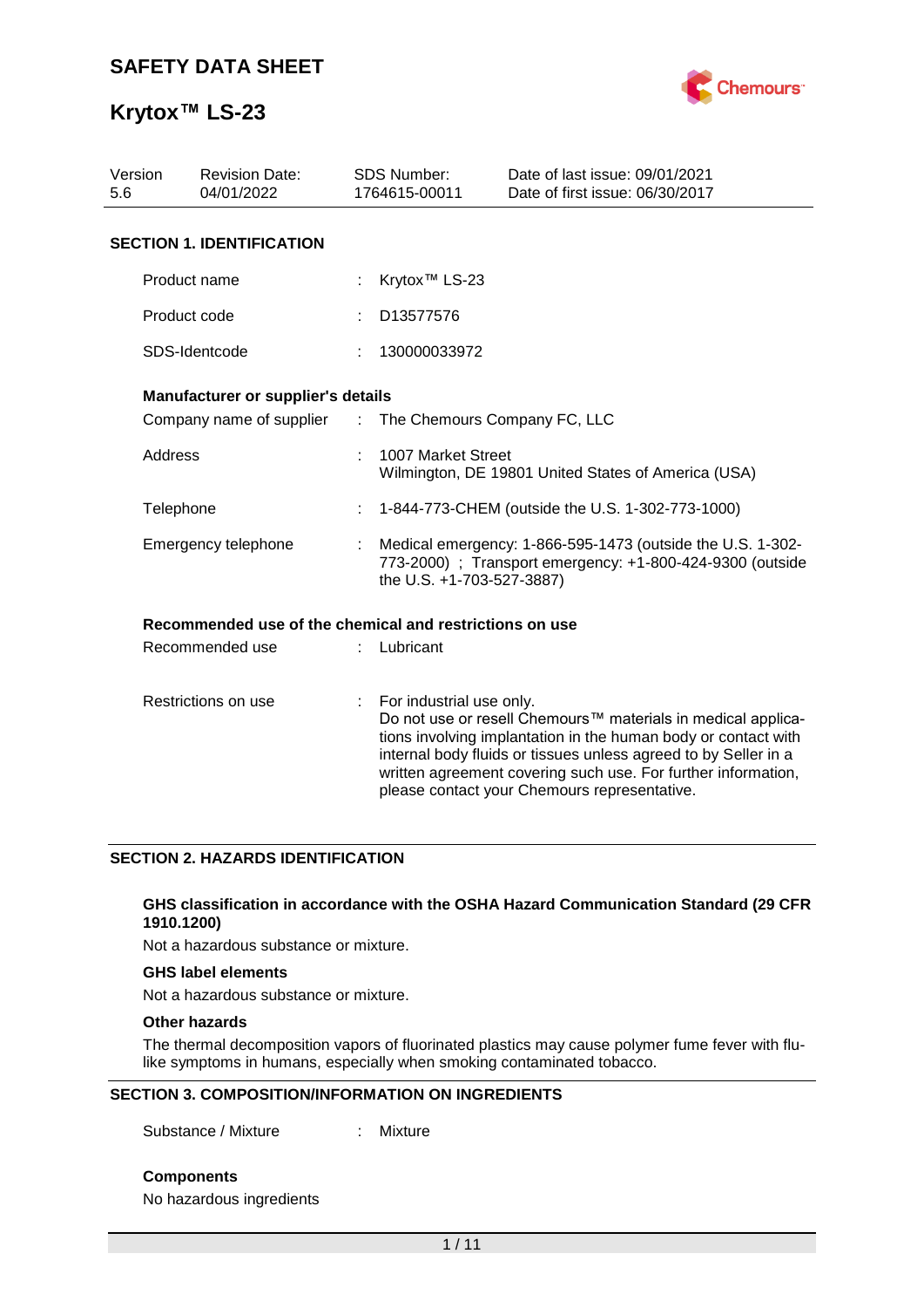# SAFETY DATA SHEET

# Krytox™ LS-23

| Version | Revision Date: | SDS Number: | Date of last issue: 09/01/2021 |
|---|---|---|---|
| 5.6 | 04/01/2022 | 1764615-00011 | Date of first issue: 06/30/2017 |

## SECTION 1. IDENTIFICATION

| | | |
|---|---|---|
| Product name | : | Krytox™ LS-23 |
| Product code | : | D13577576 |
| SDS-Identcode | : | 130000033972 |

### Manufacturer or supplier's details

| | | |
|---|---|---|
| Company name of supplier | : | The Chemours Company FC, LLC |
| Address | : | 1007 Market Street<br>Wilmington, DE 19801 United States of America (USA) |
| Telephone | : | 1-844-773-CHEM (outside the U.S. 1-302-773-1000) |
| Emergency telephone | : | Medical emergency: 1-866-595-1473 (outside the U.S. 1-302-773-2000) ; Transport emergency: +1-800-424-9300 (outside the U.S. +1-703-527-3887) |

### Recommended use of the chemical and restrictions on use

| | | |
|---|---|---|
| Recommended use | : | Lubricant |
| Restrictions on use | : | For industrial use only.<br>Do not use or resell Chemours™ materials in medical applications involving implantation in the human body or contact with internal body fluids or tissues unless agreed to by Seller in a written agreement covering such use. For further information, please contact your Chemours representative. |

## SECTION 2. HAZARDS IDENTIFICATION

**GHS classification in accordance with the OSHA Hazard Communication Standard (29 CFR 1910.1200)**

Not a hazardous substance or mixture.

**GHS label elements**

Not a hazardous substance or mixture.

**Other hazards**

The thermal decomposition vapors of fluorinated plastics may cause polymer fume fever with flu-like symptoms in humans, especially when smoking contaminated tobacco.

## SECTION 3. COMPOSITION/INFORMATION ON INGREDIENTS

| | | |
|---|---|---|
| Substance / Mixture | : | Mixture |

**Components**

No hazardous ingredients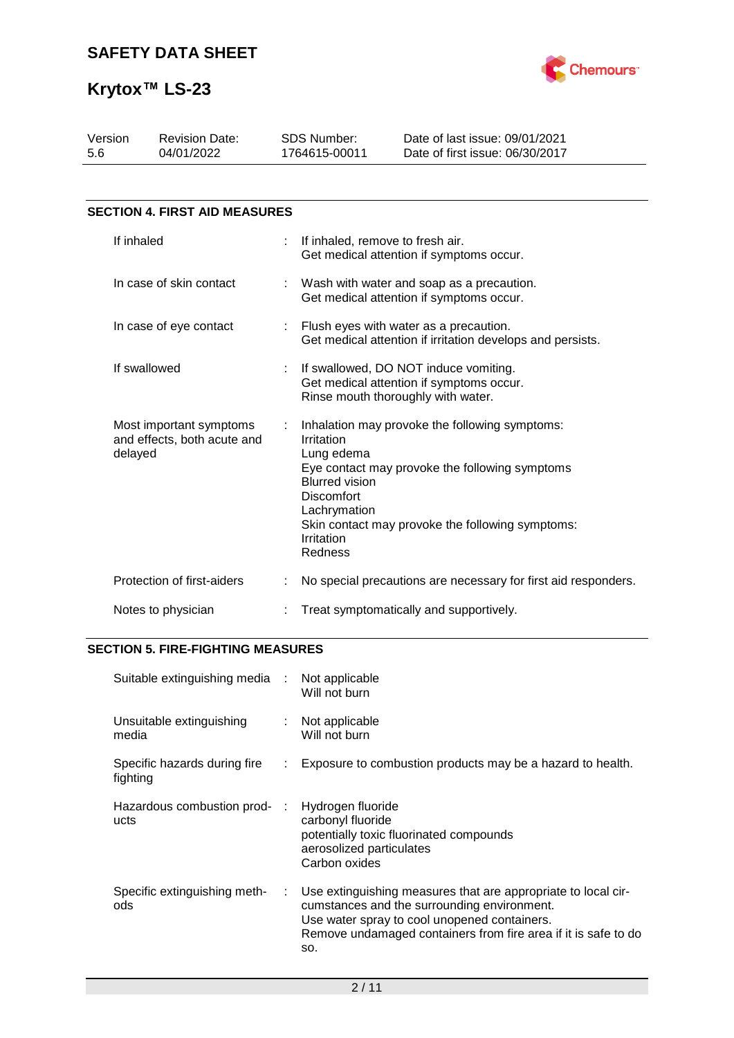## SECTION 4. FIRST AID MEASURES

| | |
|---|---|
| If inhaled | If inhaled, remove to fresh air.<br>Get medical attention if symptoms occur. |
| In case of skin contact | Wash with water and soap as a precaution.<br>Get medical attention if symptoms occur. |
| In case of eye contact | Flush eyes with water as a precaution.<br>Get medical attention if irritation develops and persists. |
| If swallowed | If swallowed, DO NOT induce vomiting.<br>Get medical attention if symptoms occur.<br>Rinse mouth thoroughly with water. |
| Most important symptoms and effects, both acute and delayed | Inhalation may provoke the following symptoms:<br>Irritation<br>Lung edema<br>Eye contact may provoke the following symptoms<br>Blurred vision<br>Discomfort<br>Lachrymation<br>Skin contact may provoke the following symptoms:<br>Irritation<br>Redness |
| Protection of first-aiders | No special precautions are necessary for first aid responders. |
| Notes to physician | Treat symptomatically and supportively. |

## SECTION 5. FIRE-FIGHTING MEASURES

| | |
|---|---|
| Suitable extinguishing media | Not applicable<br>Will not burn |
| Unsuitable extinguishing media | Not applicable<br>Will not burn |
| Specific hazards during fire fighting | Exposure to combustion products may be a hazard to health. |
| Hazardous combustion products | Hydrogen fluoride<br>carbonyl fluoride<br>potentially toxic fluorinated compounds<br>aerosolized particulates<br>Carbon oxides |
| Specific extinguishing methods | Use extinguishing measures that are appropriate to local circumstances and the surrounding environment.<br>Use water spray to cool unopened containers.<br>Remove undamaged containers from fire area if it is safe to do so. |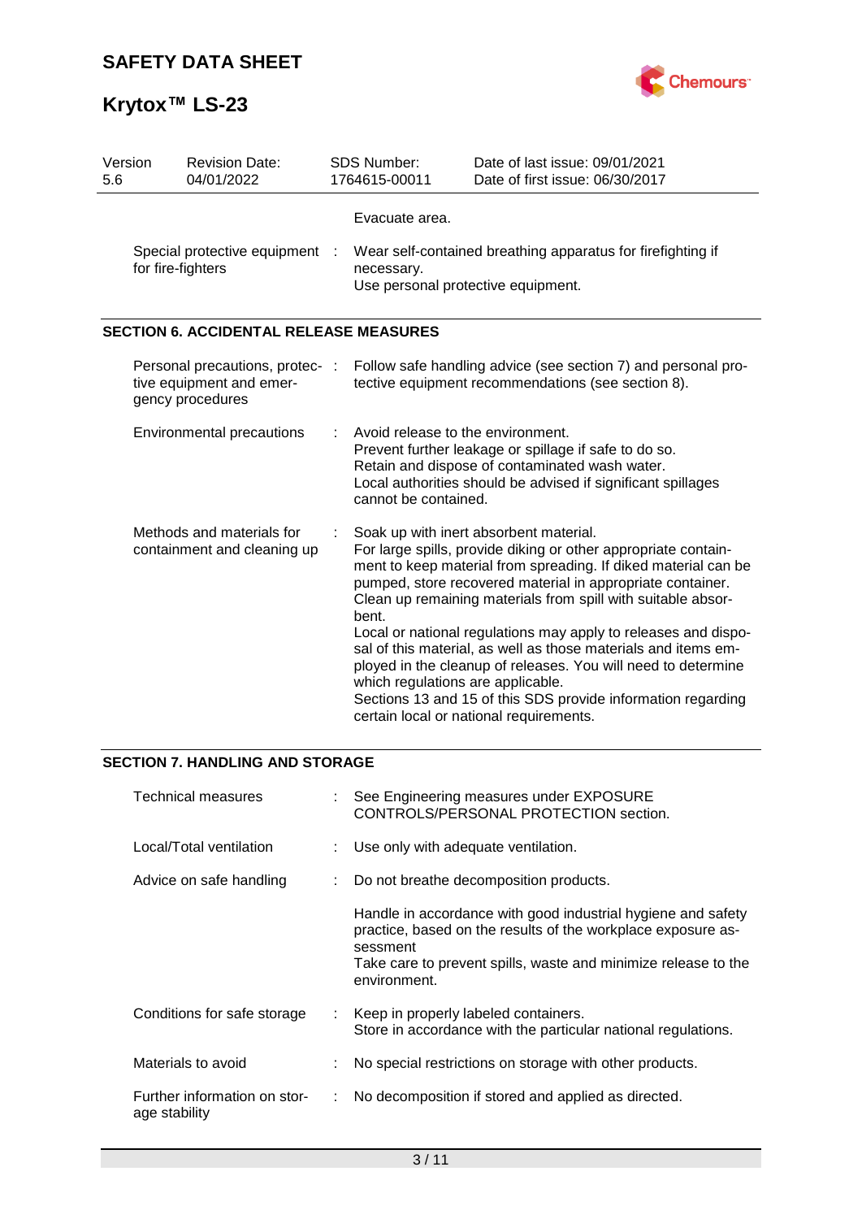| | | |
|---|---|---|
| | | Evacuate area. |
| Special protective equipment for fire-fighters | : | Wear self-contained breathing apparatus for firefighting if necessary.<br>Use personal protective equipment. |

## SECTION 6. ACCIDENTAL RELEASE MEASURES

| | | |
|---|---|---|
| Personal precautions, protective equipment and emergency procedures | : | Follow safe handling advice (see section 7) and personal protective equipment recommendations (see section 8). |
| Environmental precautions | : | Avoid release to the environment.<br>Prevent further leakage or spillage if safe to do so.<br>Retain and dispose of contaminated wash water.<br>Local authorities should be advised if significant spillages cannot be contained. |
| Methods and materials for containment and cleaning up | : | Soak up with inert absorbent material.<br>For large spills, provide diking or other appropriate containment to keep material from spreading. If diked material can be pumped, store recovered material in appropriate container.<br>Clean up remaining materials from spill with suitable absorbent.<br>Local or national regulations may apply to releases and disposal of this material, as well as those materials and items employed in the cleanup of releases. You will need to determine which regulations are applicable.<br>Sections 13 and 15 of this SDS provide information regarding certain local or national requirements. |

## SECTION 7. HANDLING AND STORAGE

| | | |
|---|---|---|
| Technical measures | : | See Engineering measures under EXPOSURE CONTROLS/PERSONAL PROTECTION section. |
| Local/Total ventilation | : | Use only with adequate ventilation. |
| Advice on safe handling | : | Do not breathe decomposition products.<br><br>Handle in accordance with good industrial hygiene and safety practice, based on the results of the workplace exposure assessment<br>Take care to prevent spills, waste and minimize release to the environment. |
| Conditions for safe storage | : | Keep in properly labeled containers.<br>Store in accordance with the particular national regulations. |
| Materials to avoid | : | No special restrictions on storage with other products. |
| Further information on storage stability | : | No decomposition if stored and applied as directed. |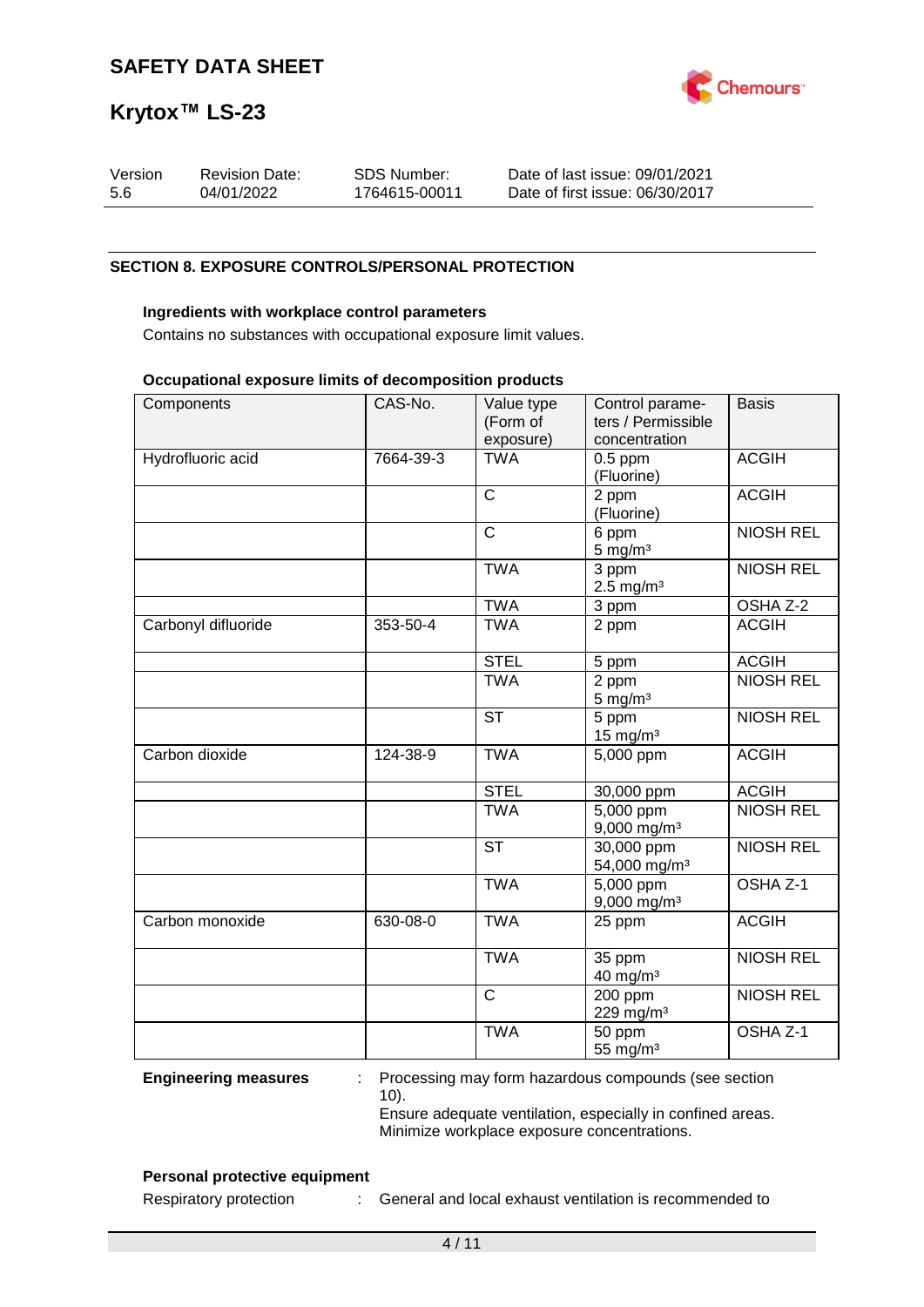## SECTION 8. EXPOSURE CONTROLS/PERSONAL PROTECTION

### Ingredients with workplace control parameters

Contains no substances with occupational exposure limit values.

### Occupational exposure limits of decomposition products

| Components | CAS-No. | Value type (Form of exposure) | Control parameters / Permissible concentration | Basis |
|---|---|---|---|---|
| Hydrofluoric acid | 7664-39-3 | TWA | 0.5 ppm (Fluorine) | ACGIH |
| | | C | 2 ppm (Fluorine) | ACGIH |
| | | C | 6 ppm 5 mg/m³ | NIOSH REL |
| | | TWA | 3 ppm 2.5 mg/m³ | NIOSH REL |
| | | TWA | 3 ppm | OSHA Z-2 |
| Carbonyl difluoride | 353-50-4 | TWA | 2 ppm | ACGIH |
| | | STEL | 5 ppm | ACGIH |
| | | TWA | 2 ppm 5 mg/m³ | NIOSH REL |
| | | ST | 5 ppm 15 mg/m³ | NIOSH REL |
| Carbon dioxide | 124-38-9 | TWA | 5,000 ppm | ACGIH |
| | | STEL | 30,000 ppm | ACGIH |
| | | TWA | 5,000 ppm 9,000 mg/m³ | NIOSH REL |
| | | ST | 30,000 ppm 54,000 mg/m³ | NIOSH REL |
| | | TWA | 5,000 ppm 9,000 mg/m³ | OSHA Z-1 |
| Carbon monoxide | 630-08-0 | TWA | 25 ppm | ACGIH |
| | | TWA | 35 ppm 40 mg/m³ | NIOSH REL |
| | | C | 200 ppm 229 mg/m³ | NIOSH REL |
| | | TWA | 50 ppm 55 mg/m³ | OSHA Z-1 |

**Engineering measures** : Processing may form hazardous compounds (see section 10).
Ensure adequate ventilation, especially in confined areas.
Minimize workplace exposure concentrations.

### Personal protective equipment

Respiratory protection : General and local exhaust ventilation is recommended to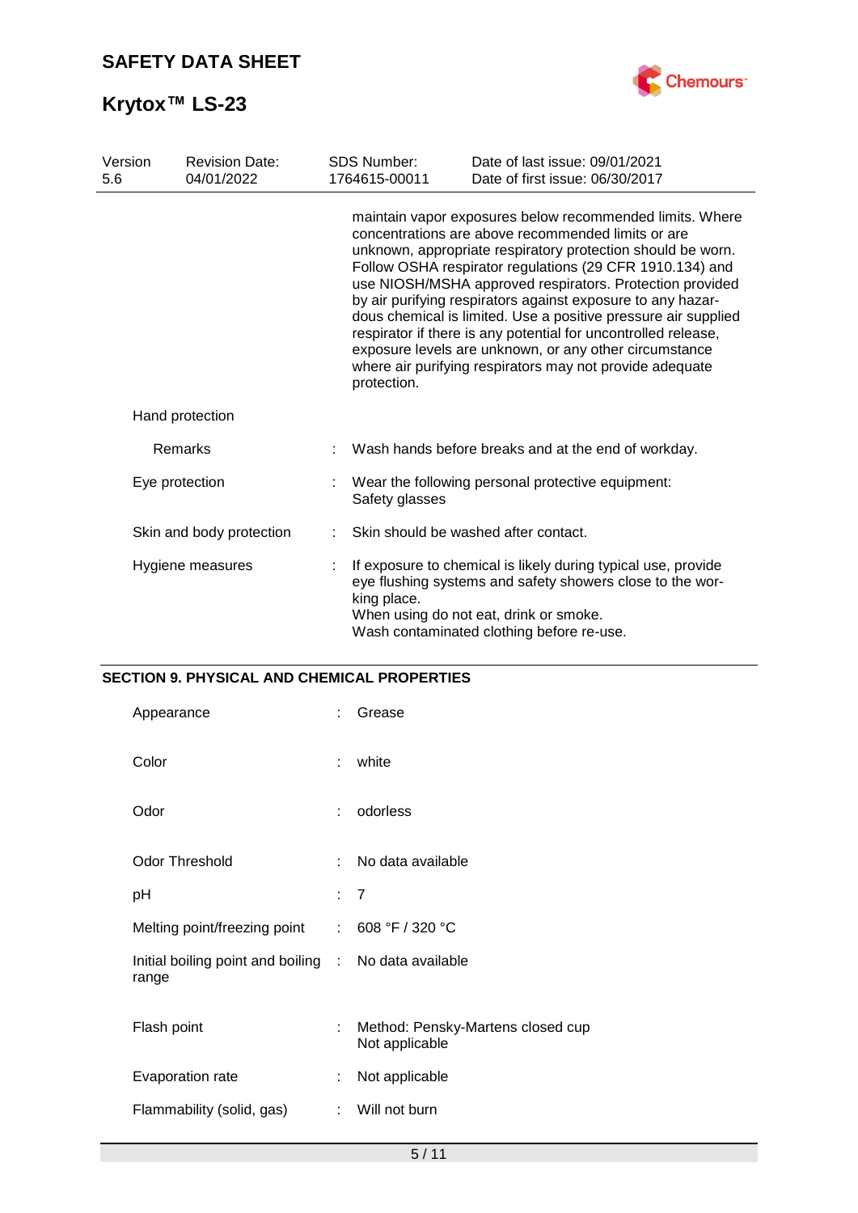maintain vapor exposures below recommended limits. Where concentrations are above recommended limits or are unknown, appropriate respiratory protection should be worn. Follow OSHA respirator regulations (29 CFR 1910.134) and use NIOSH/MSHA approved respirators. Protection provided by air purifying respirators against exposure to any hazardous chemical is limited. Use a positive pressure air supplied respirator if there is any potential for uncontrolled release, exposure levels are unknown, or any other circumstance where air purifying respirators may not provide adequate protection.

Hand protection

| | | |
|---|---|---|
| Remarks | : | Wash hands before breaks and at the end of workday. |
| Eye protection | : | Wear the following personal protective equipment: Safety glasses |
| Skin and body protection | : | Skin should be washed after contact. |
| Hygiene measures | : | If exposure to chemical is likely during typical use, provide eye flushing systems and safety showers close to the working place. When using do not eat, drink or smoke. Wash contaminated clothing before re-use. |

## SECTION 9. PHYSICAL AND CHEMICAL PROPERTIES

| | | |
|---|---|---|
| Appearance | : | Grease |
| Color | : | white |
| Odor | : | odorless |
| Odor Threshold | : | No data available |
| pH | : | 7 |
| Melting point/freezing point | : | 608 °F / 320 °C |
| Initial boiling point and boiling range | : | No data available |
| Flash point | : | Method: Pensky-Martens closed cup<br>Not applicable |
| Evaporation rate | : | Not applicable |
| Flammability (solid, gas) | : | Will not burn |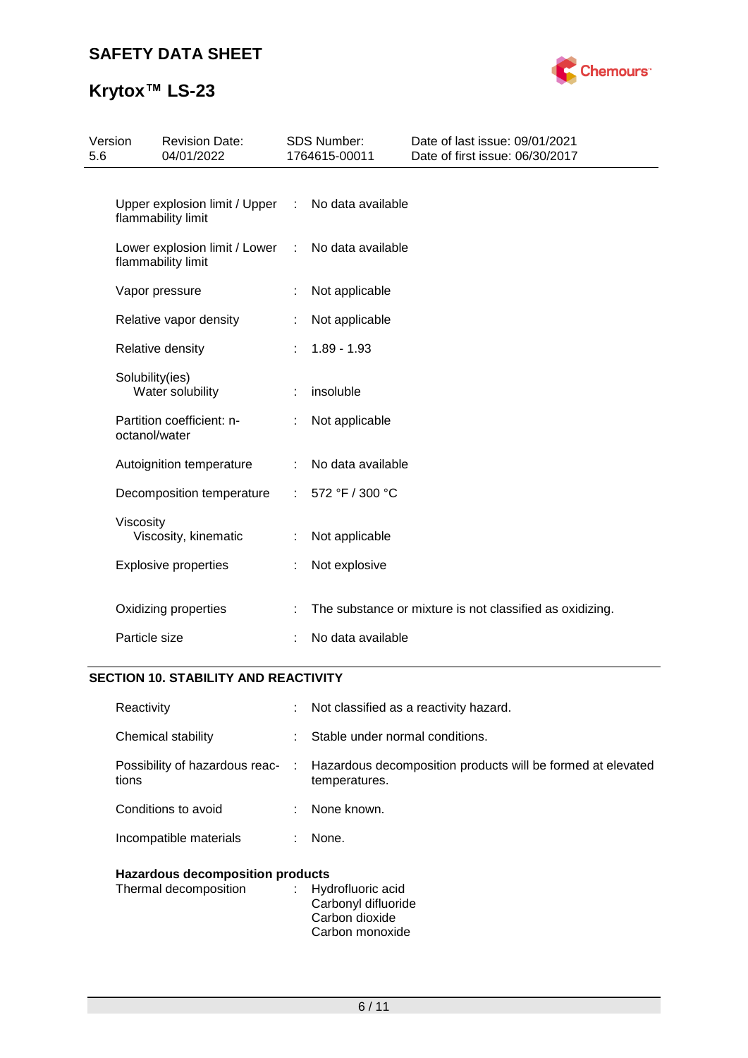| | | |
|---|---|---|
| Upper explosion limit / Upper flammability limit | : | No data available |
| Lower explosion limit / Lower flammability limit | : | No data available |
| Vapor pressure | : | Not applicable |
| Relative vapor density | : | Not applicable |
| Relative density | : | 1.89 - 1.93 |
| Solubility(ies) Water solubility | : | insoluble |
| Partition coefficient: n-octanol/water | : | Not applicable |
| Autoignition temperature | : | No data available |
| Decomposition temperature | : | 572 °F / 300 °C |
| Viscosity Viscosity, kinematic | : | Not applicable |
| Explosive properties | : | Not explosive |
| Oxidizing properties | : | The substance or mixture is not classified as oxidizing. |
| Particle size | : | No data available |

## SECTION 10. STABILITY AND REACTIVITY

| | | |
|---|---|---|
| Reactivity | : | Not classified as a reactivity hazard. |
| Chemical stability | : | Stable under normal conditions. |
| Possibility of hazardous reactions | : | Hazardous decomposition products will be formed at elevated temperatures. |
| Conditions to avoid | : | None known. |
| Incompatible materials | : | None. |

**Hazardous decomposition products**

| | | |
|---|---|---|
| Thermal decomposition | : | Hydrofluoric acid<br>Carbonyl difluoride<br>Carbon dioxide<br>Carbon monoxide |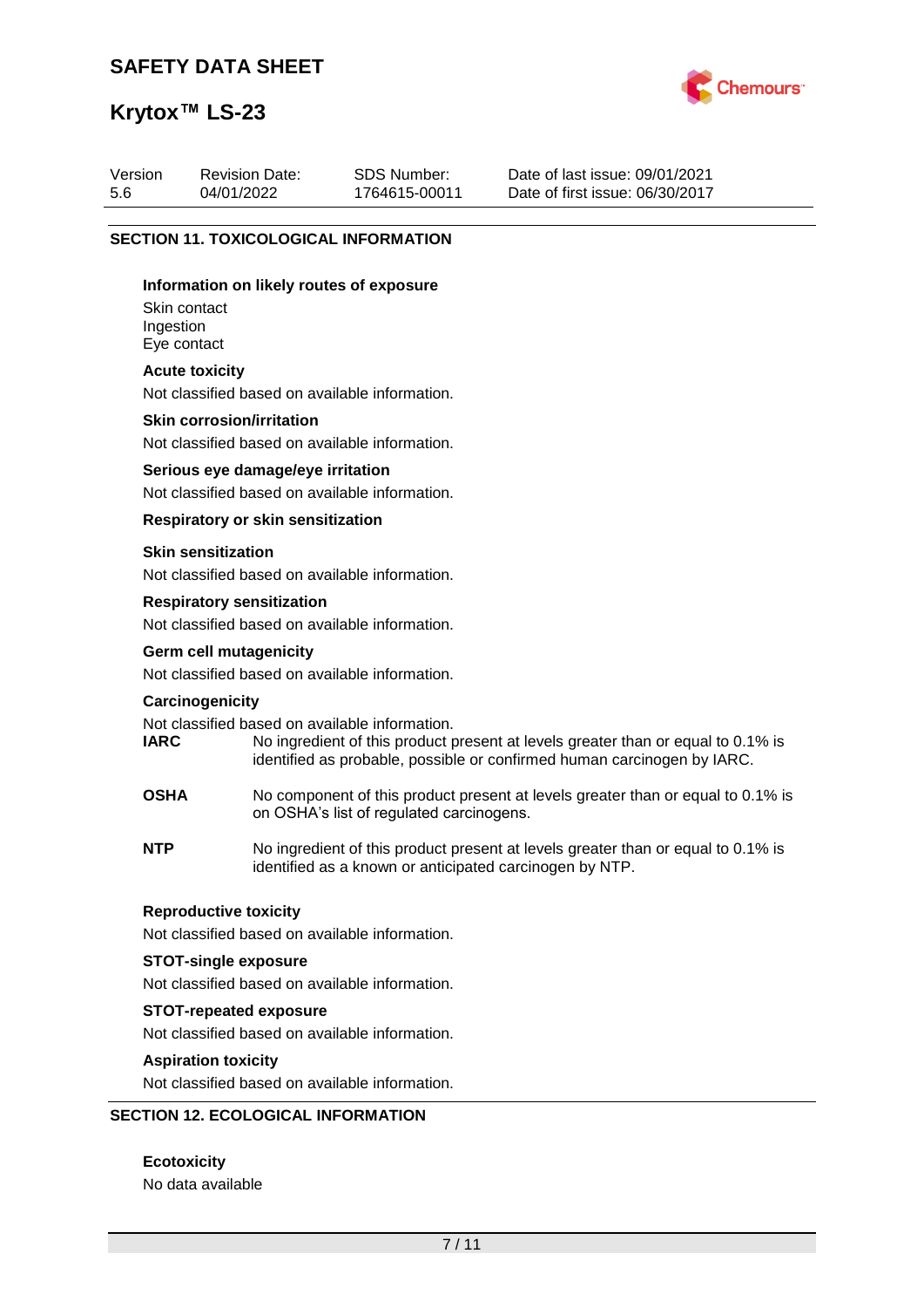## SECTION 11. TOXICOLOGICAL INFORMATION

### Information on likely routes of exposure

Skin contact
Ingestion
Eye contact

### Acute toxicity

Not classified based on available information.

### Skin corrosion/irritation

Not classified based on available information.

### Serious eye damage/eye irritation

Not classified based on available information.

### Respiratory or skin sensitization

### Skin sensitization

Not classified based on available information.

### Respiratory sensitization

Not classified based on available information.

### Germ cell mutagenicity

Not classified based on available information.

### Carcinogenicity

Not classified based on available information.

**IARC** No ingredient of this product present at levels greater than or equal to 0.1% is identified as probable, possible or confirmed human carcinogen by IARC.

**OSHA** No component of this product present at levels greater than or equal to 0.1% is on OSHA's list of regulated carcinogens.

**NTP** No ingredient of this product present at levels greater than or equal to 0.1% is identified as a known or anticipated carcinogen by NTP.

### Reproductive toxicity

Not classified based on available information.

### STOT-single exposure

Not classified based on available information.

### STOT-repeated exposure

Not classified based on available information.

### Aspiration toxicity

Not classified based on available information.

## SECTION 12. ECOLOGICAL INFORMATION

### Ecotoxicity

No data available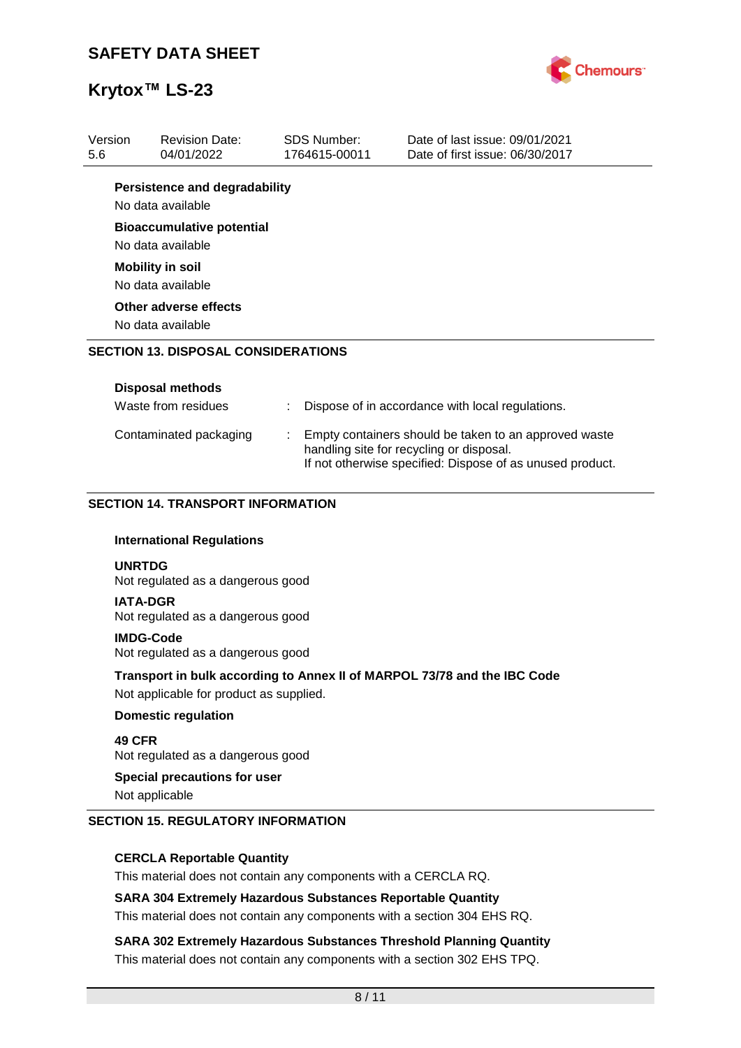**Persistence and degradability**

No data available

**Bioaccumulative potential**

No data available

**Mobility in soil**

No data available

**Other adverse effects**

No data available

## SECTION 13. DISPOSAL CONSIDERATIONS

**Disposal methods**

| | |
|---|---|
| Waste from residues | : Dispose of in accordance with local regulations. |
| Contaminated packaging | : Empty containers should be taken to an approved waste handling site for recycling or disposal. If not otherwise specified: Dispose of as unused product. |

## SECTION 14. TRANSPORT INFORMATION

**International Regulations**

**UNRTDG**
Not regulated as a dangerous good

**IATA-DGR**
Not regulated as a dangerous good

**IMDG-Code**
Not regulated as a dangerous good

**Transport in bulk according to Annex II of MARPOL 73/78 and the IBC Code**

Not applicable for product as supplied.

**Domestic regulation**

**49 CFR**
Not regulated as a dangerous good

**Special precautions for user**

Not applicable

## SECTION 15. REGULATORY INFORMATION

**CERCLA Reportable Quantity**

This material does not contain any components with a CERCLA RQ.

**SARA 304 Extremely Hazardous Substances Reportable Quantity**

This material does not contain any components with a section 304 EHS RQ.

**SARA 302 Extremely Hazardous Substances Threshold Planning Quantity**

This material does not contain any components with a section 302 EHS TPQ.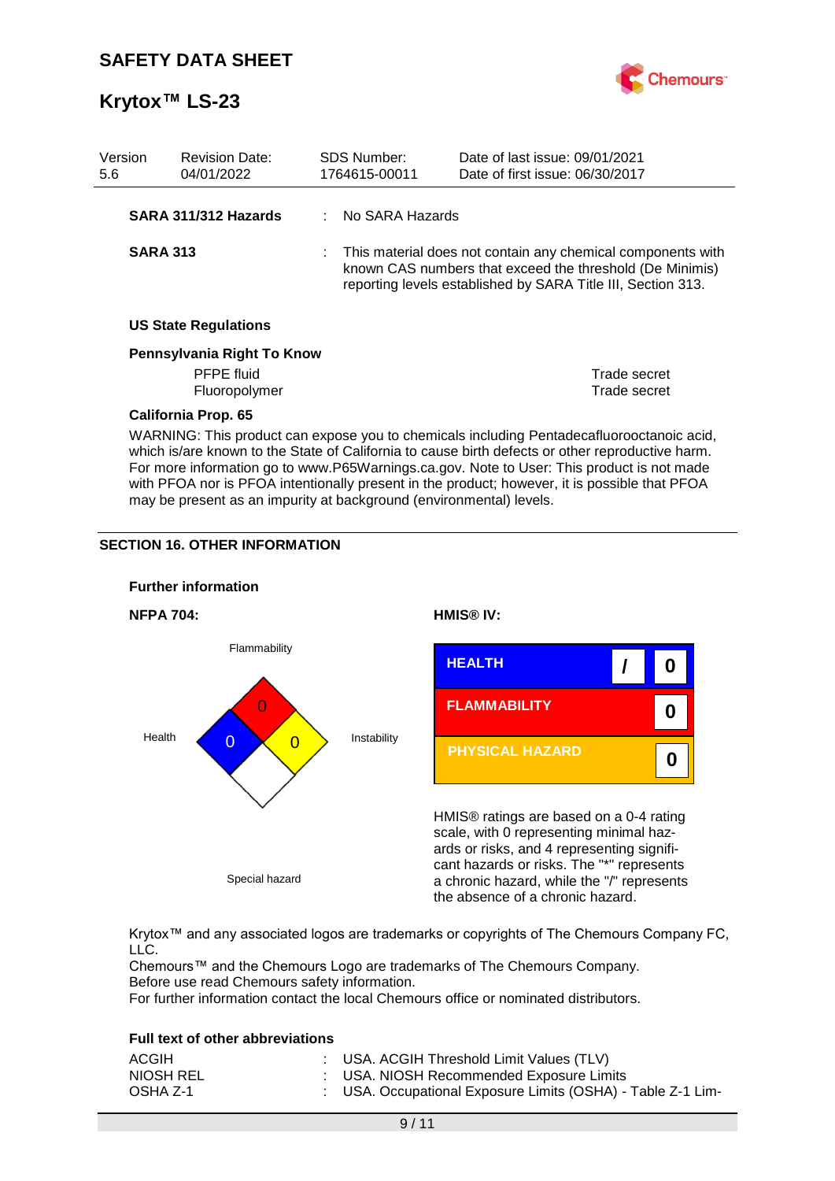| Version | Revision Date: | SDS Number: | Date of last issue: 09/01/2021 |
|---|---|---|---|
| 5.6 | 04/01/2022 | 1764615-00011 | Date of first issue: 06/30/2017 |

**SARA 311/312 Hazards** : No SARA Hazards

**SARA 313** : This material does not contain any chemical components with known CAS numbers that exceed the threshold (De Minimis) reporting levels established by SARA Title III, Section 313.

**US State Regulations**

**Pennsylvania Right To Know**

| | |
|---|---|
| PFPE fluid | Trade secret |
| Fluoropolymer | Trade secret |

**California Prop. 65**

WARNING: This product can expose you to chemicals including Pentadecafluorooctanoic acid, which is/are known to the State of California to cause birth defects or other reproductive harm. For more information go to www.P65Warnings.ca.gov. Note to User: This product is not made with PFOA nor is PFOA intentionally present in the product; however, it is possible that PFOA may be present as an impurity at background (environmental) levels.

## SECTION 16. OTHER INFORMATION

**Further information**

**NFPA 704:**

| | |
|---|---|
| Flammability | 0 |
| Health | 0 |
| Instability | 0 |
| Special hazard | |

**HMIS® IV:**

| | | |
|---|---|---|
| HEALTH | / | 0 |
| FLAMMABILITY | | 0 |
| PHYSICAL HAZARD | | 0 |

HMIS® ratings are based on a 0-4 rating scale, with 0 representing minimal hazards or risks, and 4 representing significant hazards or risks. The "*" represents a chronic hazard, while the "/" represents the absence of a chronic hazard.

Krytox™ and any associated logos are trademarks or copyrights of The Chemours Company FC, LLC.
Chemours™ and the Chemours Logo are trademarks of The Chemours Company.
Before use read Chemours safety information.
For further information contact the local Chemours office or nominated distributors.

**Full text of other abbreviations**

| | |
|---|---|
| ACGIH | : USA. ACGIH Threshold Limit Values (TLV) |
| NIOSH REL | : USA. NIOSH Recommended Exposure Limits |
| OSHA Z-1 | : USA. Occupational Exposure Limits (OSHA) - Table Z-1 Lim- |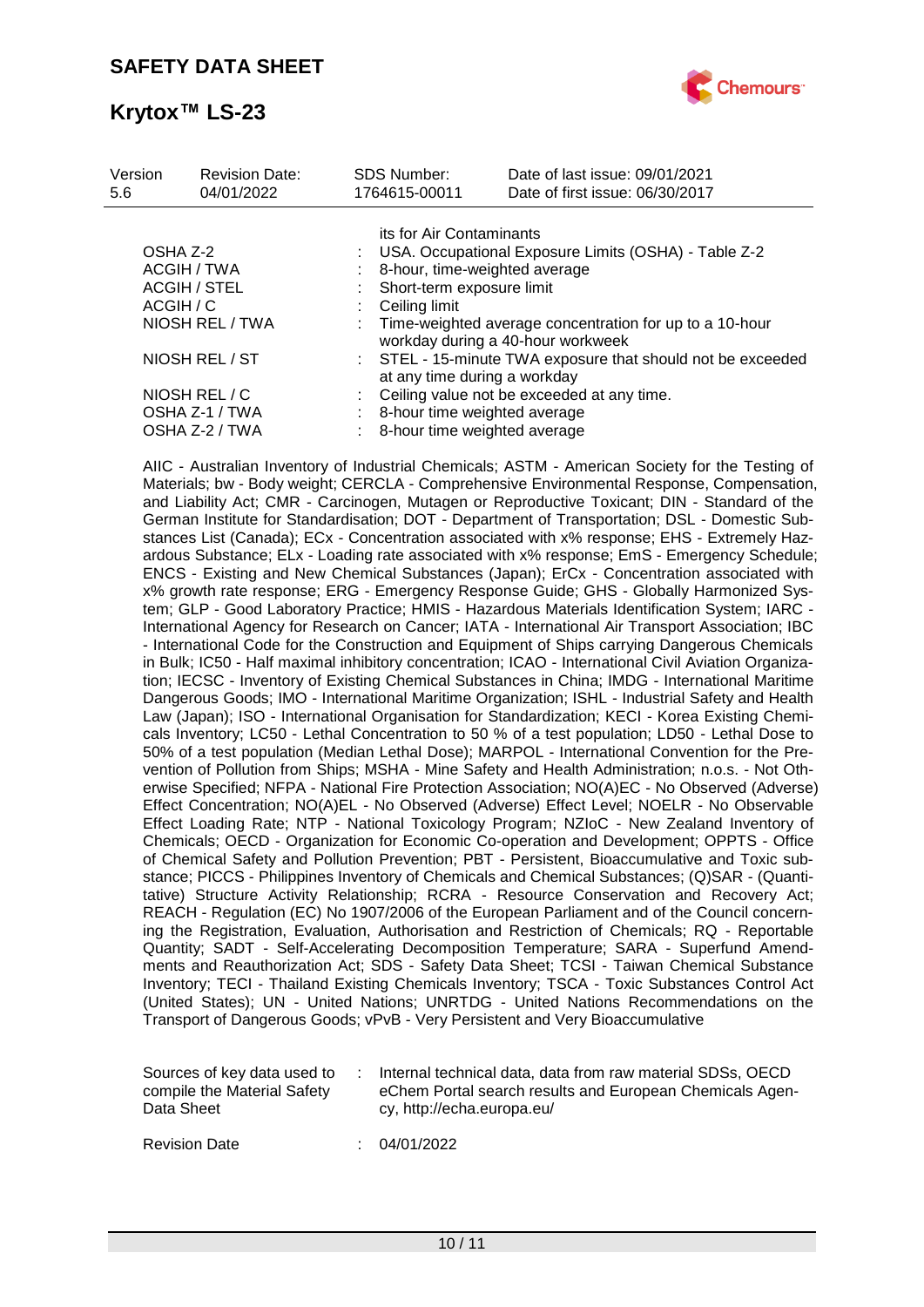| | | |
|---|---|---|
| | | its for Air Contaminants |
| OSHA Z-2 | : | USA. Occupational Exposure Limits (OSHA) - Table Z-2 |
| ACGIH / TWA | : | 8-hour, time-weighted average |
| ACGIH / STEL | : | Short-term exposure limit |
| ACGIH / C | : | Ceiling limit |
| NIOSH REL / TWA | : | Time-weighted average concentration for up to a 10-hour workday during a 40-hour workweek |
| NIOSH REL / ST | : | STEL - 15-minute TWA exposure that should not be exceeded at any time during a workday |
| NIOSH REL / C | : | Ceiling value not be exceeded at any time. |
| OSHA Z-1 / TWA | : | 8-hour time weighted average |
| OSHA Z-2 / TWA | : | 8-hour time weighted average |

AIIC - Australian Inventory of Industrial Chemicals; ASTM - American Society for the Testing of Materials; bw - Body weight; CERCLA - Comprehensive Environmental Response, Compensation, and Liability Act; CMR - Carcinogen, Mutagen or Reproductive Toxicant; DIN - Standard of the German Institute for Standardisation; DOT - Department of Transportation; DSL - Domestic Substances List (Canada); ECx - Concentration associated with x% response; EHS - Extremely Hazardous Substance; ELx - Loading rate associated with x% response; EmS - Emergency Schedule; ENCS - Existing and New Chemical Substances (Japan); ErCx - Concentration associated with x% growth rate response; ERG - Emergency Response Guide; GHS - Globally Harmonized System; GLP - Good Laboratory Practice; HMIS - Hazardous Materials Identification System; IARC - International Agency for Research on Cancer; IATA - International Air Transport Association; IBC - International Code for the Construction and Equipment of Ships carrying Dangerous Chemicals in Bulk; IC50 - Half maximal inhibitory concentration; ICAO - International Civil Aviation Organization; IECSC - Inventory of Existing Chemical Substances in China; IMDG - International Maritime Dangerous Goods; IMO - International Maritime Organization; ISHL - Industrial Safety and Health Law (Japan); ISO - International Organisation for Standardization; KECI - Korea Existing Chemicals Inventory; LC50 - Lethal Concentration to 50 % of a test population; LD50 - Lethal Dose to 50% of a test population (Median Lethal Dose); MARPOL - International Convention for the Prevention of Pollution from Ships; MSHA - Mine Safety and Health Administration; n.o.s. - Not Otherwise Specified; NFPA - National Fire Protection Association; NO(A)EC - No Observed (Adverse) Effect Concentration; NO(A)EL - No Observed (Adverse) Effect Level; NOELR - No Observable Effect Loading Rate; NTP - National Toxicology Program; NZIoC - New Zealand Inventory of Chemicals; OECD - Organization for Economic Co-operation and Development; OPPTS - Office of Chemical Safety and Pollution Prevention; PBT - Persistent, Bioaccumulative and Toxic substance; PICCS - Philippines Inventory of Chemicals and Chemical Substances; (Q)SAR - (Quantitative) Structure Activity Relationship; RCRA - Resource Conservation and Recovery Act; REACH - Regulation (EC) No 1907/2006 of the European Parliament and of the Council concerning the Registration, Evaluation, Authorisation and Restriction of Chemicals; RQ - Reportable Quantity; SADT - Self-Accelerating Decomposition Temperature; SARA - Superfund Amendments and Reauthorization Act; SDS - Safety Data Sheet; TCSI - Taiwan Chemical Substance Inventory; TECI - Thailand Existing Chemicals Inventory; TSCA - Toxic Substances Control Act (United States); UN - United Nations; UNRTDG - United Nations Recommendations on the Transport of Dangerous Goods; vPvB - Very Persistent and Very Bioaccumulative

| | | |
|---|---|---|
| Sources of key data used to compile the Material Safety Data Sheet | : | Internal technical data, data from raw material SDSs, OECD eChem Portal search results and European Chemicals Agency, http://echa.europa.eu/ |
| Revision Date | : | 04/01/2022 |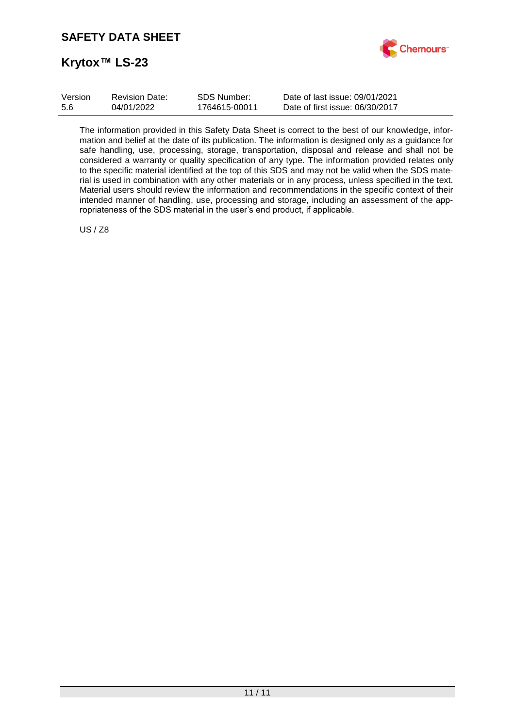The information provided in this Safety Data Sheet is correct to the best of our knowledge, information and belief at the date of its publication. The information is designed only as a guidance for safe handling, use, processing, storage, transportation, disposal and release and shall not be considered a warranty or quality specification of any type. The information provided relates only to the specific material identified at the top of this SDS and may not be valid when the SDS material is used in combination with any other materials or in any process, unless specified in the text. Material users should review the information and recommendations in the specific context of their intended manner of handling, use, processing and storage, including an assessment of the appropriateness of the SDS material in the user's end product, if applicable.

US / Z8